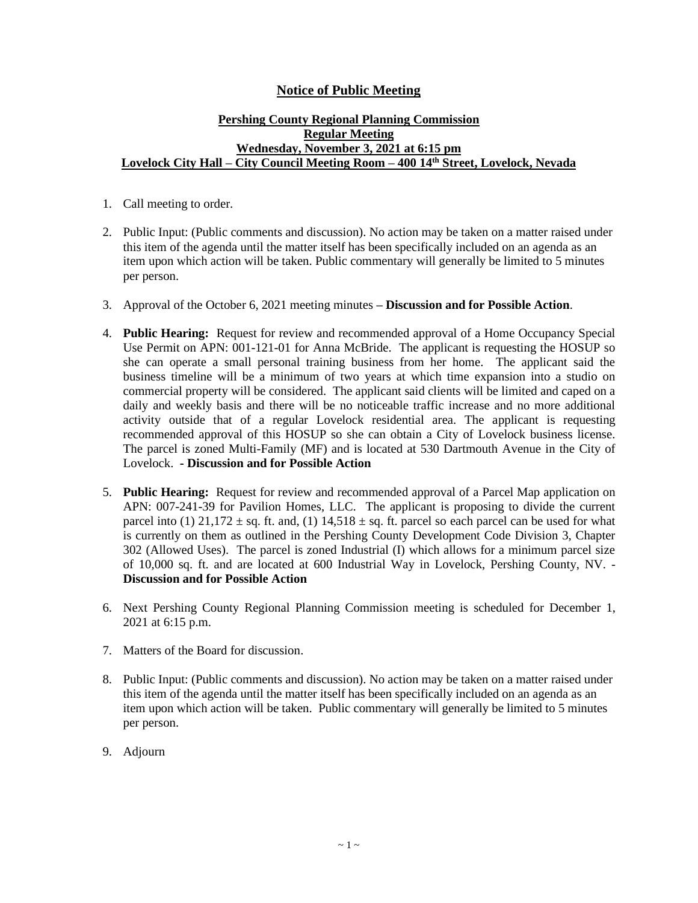# Notice of Public Meeting

**Pershing County Regional Planning Commission**
**Regular Meeting**
**Wednesday, November 3, 2021 at 6:15 pm**
**Lovelock City Hall – City Council Meeting Room – 400 14th Street, Lovelock, Nevada**

1. Call meeting to order.

2. Public Input: (Public comments and discussion). No action may be taken on a matter raised under this item of the agenda until the matter itself has been specifically included on an agenda as an item upon which action will be taken. Public commentary will generally be limited to 5 minutes per person.

3. Approval of the October 6, 2021 meeting minutes **– Discussion and for Possible Action**.

4. **Public Hearing:** Request for review and recommended approval of a Home Occupancy Special Use Permit on APN: 001-121-01 for Anna McBride. The applicant is requesting the HOSUP so she can operate a small personal training business from her home. The applicant said the business timeline will be a minimum of two years at which time expansion into a studio on commercial property will be considered. The applicant said clients will be limited and caped on a daily and weekly basis and there will be no noticeable traffic increase and no more additional activity outside that of a regular Lovelock residential area. The applicant is requesting recommended approval of this HOSUP so she can obtain a City of Lovelock business license. The parcel is zoned Multi-Family (MF) and is located at 530 Dartmouth Avenue in the City of Lovelock. **- Discussion and for Possible Action**

5. **Public Hearing:** Request for review and recommended approval of a Parcel Map application on APN: 007-241-39 for Pavilion Homes, LLC. The applicant is proposing to divide the current parcel into (1) 21,172 ± sq. ft. and, (1) 14,518 ± sq. ft. parcel so each parcel can be used for what is currently on them as outlined in the Pershing County Development Code Division 3, Chapter 302 (Allowed Uses). The parcel is zoned Industrial (I) which allows for a minimum parcel size of 10,000 sq. ft. and are located at 600 Industrial Way in Lovelock, Pershing County, NV. - **Discussion and for Possible Action**

6. Next Pershing County Regional Planning Commission meeting is scheduled for December 1, 2021 at 6:15 p.m.

7. Matters of the Board for discussion.

8. Public Input: (Public comments and discussion). No action may be taken on a matter raised under this item of the agenda until the matter itself has been specifically included on an agenda as an item upon which action will be taken. Public commentary will generally be limited to 5 minutes per person.

9. Adjourn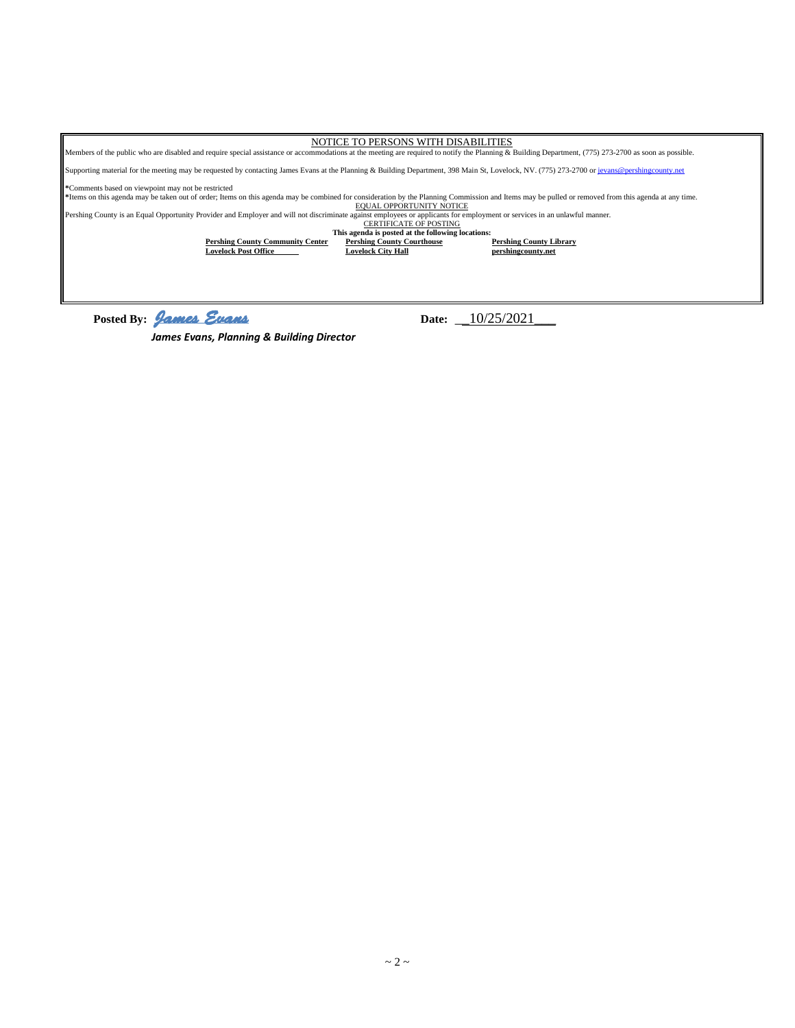NOTICE TO PERSONS WITH DISABILITIES

Members of the public who are disabled and require special assistance or accommodations at the meeting are required to notify the Planning & Building Department, (775) 273-2700 as soon as possible.

Supporting material for the meeting may be requested by contacting James Evans at the Planning & Building Department, 398 Main St, Lovelock, NV. (775) 273-2700 or jevans@pershingcounty.net

*Comments based on viewpoint may not be restricted
*Items on this agenda may be taken out of order; Items on this agenda may be combined for consideration by the Planning Commission and Items may be pulled or removed from this agenda at any time.

EQUAL OPPORTUNITY NOTICE

Pershing County is an Equal Opportunity Provider and Employer and will not discriminate against employees or applicants for employment or services in an unlawful manner.

CERTIFICATE OF POSTING

**This agenda is posted at the following locations:**

| | | |
|---|---|---|
| **Pershing County Community Center** | **Pershing County Courthouse** | **Pershing County Library** |
| **Lovelock Post Office** | **Lovelock City Hall** | **pershingcounty.net** |

**Posted By:** *James Evans* **Date:** 10/25/2021

***James Evans, Planning & Building Director***